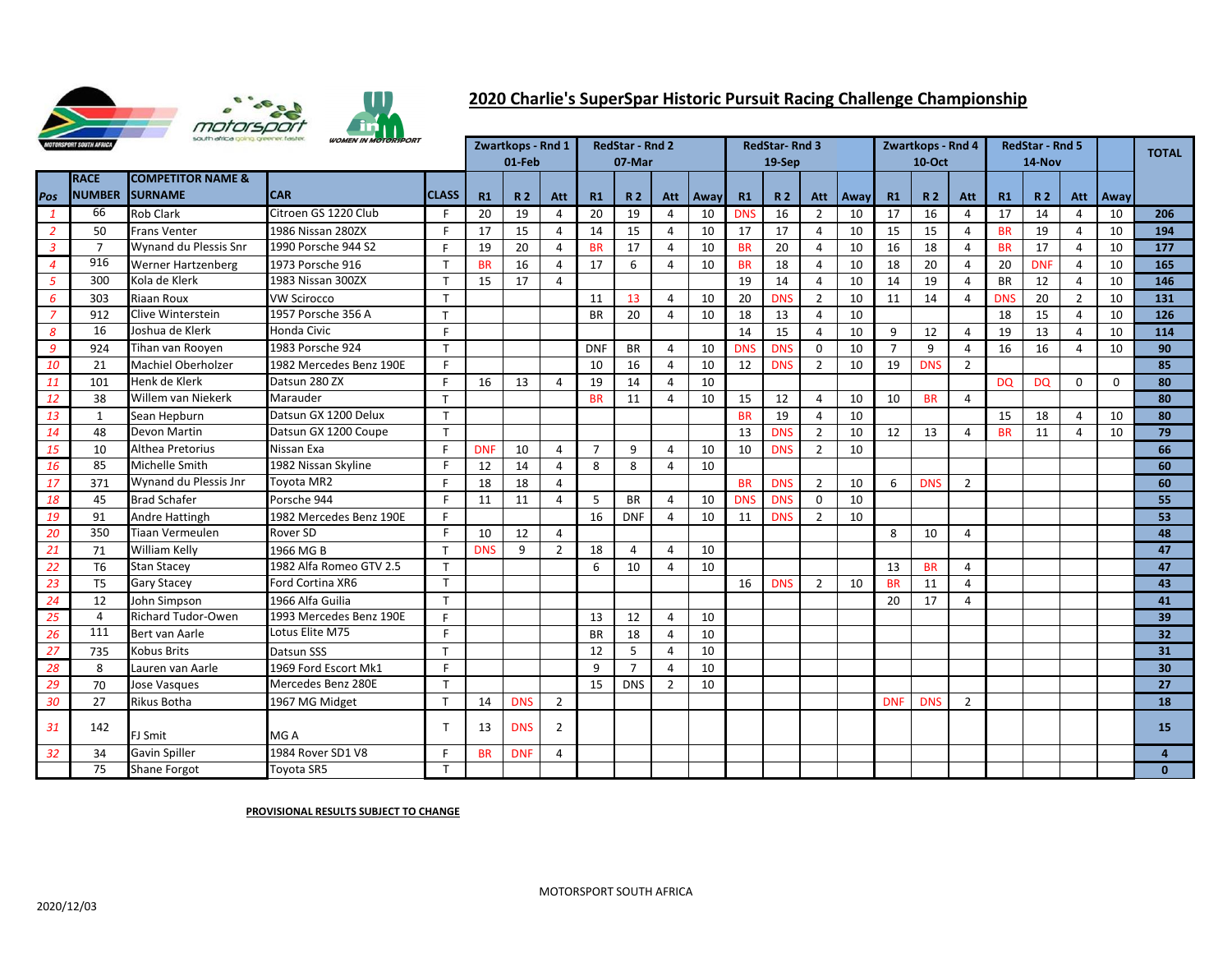# 2020 Charlie's SuperSpar Historic Pursuit Racing Challenge Championship

| Pos | RACE NUMBER | COMPETITOR NAME & SURNAME | CAR | CLASS | Zwartkops - Rnd 1 01-Feb | | | RedStar - Rnd 2 07-Mar | | | | RedStar- Rnd 3 19-Sep | | | | Zwartkops - Rnd 4 10-Oct | | | RedStar - Rnd 5 14-Nov | | | | TOTAL |
|---|---|---|---|---|---|---|---|---|---|---|---|---|---|---|---|---|---|---|---|---|---|---|---|
| | | | | | R1 | R 2 | Att | R1 | R 2 | Att | Away | R1 | R 2 | Att | Away | R1 | R 2 | Att | R1 | R 2 | Att | Away | |
| 1 | 66 | Rob Clark | Citroen GS 1220 Club | F | 20 | 19 | 4 | 20 | 19 | 4 | 10 | DNS | 16 | 2 | 10 | 17 | 16 | 4 | 17 | 14 | 4 | 10 | 206 |
| 2 | 50 | Frans Venter | 1986 Nissan 280ZX | F | 17 | 15 | 4 | 14 | 15 | 4 | 10 | 17 | 17 | 4 | 10 | 15 | 15 | 4 | BR | 19 | 4 | 10 | 194 |
| 3 | 7 | Wynand du Plessis Snr | 1990 Porsche 944 S2 | F | 19 | 20 | 4 | BR | 17 | 4 | 10 | BR | 20 | 4 | 10 | 16 | 18 | 4 | BR | 17 | 4 | 10 | 177 |
| 4 | 916 | Werner Hartzenberg | 1973 Porsche 916 | T | BR | 16 | 4 | 17 | 6 | 4 | 10 | BR | 18 | 4 | 10 | 18 | 20 | 4 | 20 | DNF | 4 | 10 | 165 |
| 5 | 300 | Kola de Klerk | 1983 Nissan 300ZX | T | 15 | 17 | 4 | | | | | 19 | 14 | 4 | 10 | 14 | 19 | 4 | BR | 12 | 4 | 10 | 146 |
| 6 | 303 | Riaan Roux | VW Scirocco | T | | | | 11 | 13 | 4 | 10 | 20 | DNS | 2 | 10 | 11 | 14 | 4 | DNS | 20 | 2 | 10 | 131 |
| 7 | 912 | Clive Winterstein | 1957 Porsche 356 A | T | | | | BR | 20 | 4 | 10 | 18 | 13 | 4 | 10 | | | | 18 | 15 | 4 | 10 | 126 |
| 8 | 16 | Joshua de Klerk | Honda Civic | F | | | | | | | | 14 | 15 | 4 | 10 | 9 | 12 | 4 | 19 | 13 | 4 | 10 | 114 |
| 9 | 924 | Tihan van Rooyen | 1983 Porsche 924 | T | | | | DNF | BR | 4 | 10 | DNS | DNS | 0 | 10 | 7 | 9 | 4 | 16 | 16 | 4 | 10 | 90 |
| 10 | 21 | Machiel Oberholzer | 1982 Mercedes Benz 190E | F | | | | 10 | 16 | 4 | 10 | 12 | DNS | 2 | 10 | 19 | DNS | 2 | | | | | 85 |
| 11 | 101 | Henk de Klerk | Datsun 280 ZX | F | 16 | 13 | 4 | 19 | 14 | 4 | 10 | | | | | | | | DQ | DQ | 0 | 0 | 80 |
| 12 | 38 | Willem van Niekerk | Marauder | T | | | | BR | 11 | 4 | 10 | 15 | 12 | 4 | 10 | 10 | BR | 4 | | | | | 80 |
| 13 | 1 | Sean Hepburn | Datsun GX 1200 Delux | T | | | | | | | | BR | 19 | 4 | 10 | | | | 15 | 18 | 4 | 10 | 80 |
| 14 | 48 | Devon Martin | Datsun GX 1200 Coupe | T | | | | | | | | 13 | DNS | 2 | 10 | 12 | 13 | 4 | BR | 11 | 4 | 10 | 79 |
| 15 | 10 | Althea Pretorius | Nissan Exa | F | DNF | 10 | 4 | 7 | 9 | 4 | 10 | 10 | DNS | 2 | 10 | | | | | | | | 66 |
| 16 | 85 | Michelle Smith | 1982 Nissan Skyline | F | 12 | 14 | 4 | 8 | 8 | 4 | 10 | | | | | | | | | | | | 60 |
| 17 | 371 | Wynand du Plessis Jnr | Toyota MR2 | F | 18 | 18 | 4 | | | | | BR | DNS | 2 | 10 | 6 | DNS | 2 | | | | | 60 |
| 18 | 45 | Brad Schafer | Porsche 944 | F | 11 | 11 | 4 | 5 | BR | 4 | 10 | DNS | DNS | 0 | 10 | | | | | | | | 55 |
| 19 | 91 | Andre Hattingh | 1982 Mercedes Benz 190E | F | | | | 16 | DNF | 4 | 10 | 11 | DNS | 2 | 10 | | | | | | | | 53 |
| 20 | 350 | Tiaan Vermeulen | Rover SD | F | 10 | 12 | 4 | | | | | | | | | 8 | 10 | 4 | | | | | 48 |
| 21 | 71 | William Kelly | 1966 MG B | T | DNS | 9 | 2 | 18 | 4 | 4 | 10 | | | | | | | | | | | | 47 |
| 22 | T6 | Stan Stacey | 1982 Alfa Romeo GTV 2.5 | T | | | | 6 | 10 | 4 | 10 | | | | | 13 | BR | 4 | | | | | 47 |
| 23 | T5 | Gary Stacey | Ford Cortina XR6 | T | | | | | | | | 16 | DNS | 2 | 10 | BR | 11 | 4 | | | | | 43 |
| 24 | 12 | John Simpson | 1966 Alfa Guilia | T | | | | | | | | | | | | 20 | 17 | 4 | | | | | 41 |
| 25 | 4 | Richard Tudor-Owen | 1993 Mercedes Benz 190E | F | | | | 13 | 12 | 4 | 10 | | | | | | | | | | | | 39 |
| 26 | 111 | Bert van Aarle | Lotus Elite M75 | F | | | | BR | 18 | 4 | 10 | | | | | | | | | | | | 32 |
| 27 | 735 | Kobus Brits | Datsun SSS | T | | | | 12 | 5 | 4 | 10 | | | | | | | | | | | | 31 |
| 28 | 8 | Lauren van Aarle | 1969 Ford Escort Mk1 | F | | | | 9 | 7 | 4 | 10 | | | | | | | | | | | | 30 |
| 29 | 70 | Jose Vasques | Mercedes Benz 280E | T | | | | 15 | DNS | 2 | 10 | | | | | | | | | | | | 27 |
| 30 | 27 | Rikus Botha | 1967 MG Midget | T | 14 | DNS | 2 | | | | | | | | | DNF | DNS | 2 | | | | | 18 |
| 31 | 142 | FJ Smit | MG A | T | 13 | DNS | 2 | | | | | | | | | | | | | | | | 15 |
| 32 | 34 | Gavin Spiller | 1984 Rover SD1 V8 | F | BR | DNF | 4 | | | | | | | | | | | | | | | | 4 |
| | 75 | Shane Forgot | Toyota SR5 | T | | | | | | | | | | | | | | | | | | | 0 |

**PROVISIONAL RESULTS SUBJECT TO CHANGE**

MOTORSPORT SOUTH AFRICA

2020/12/03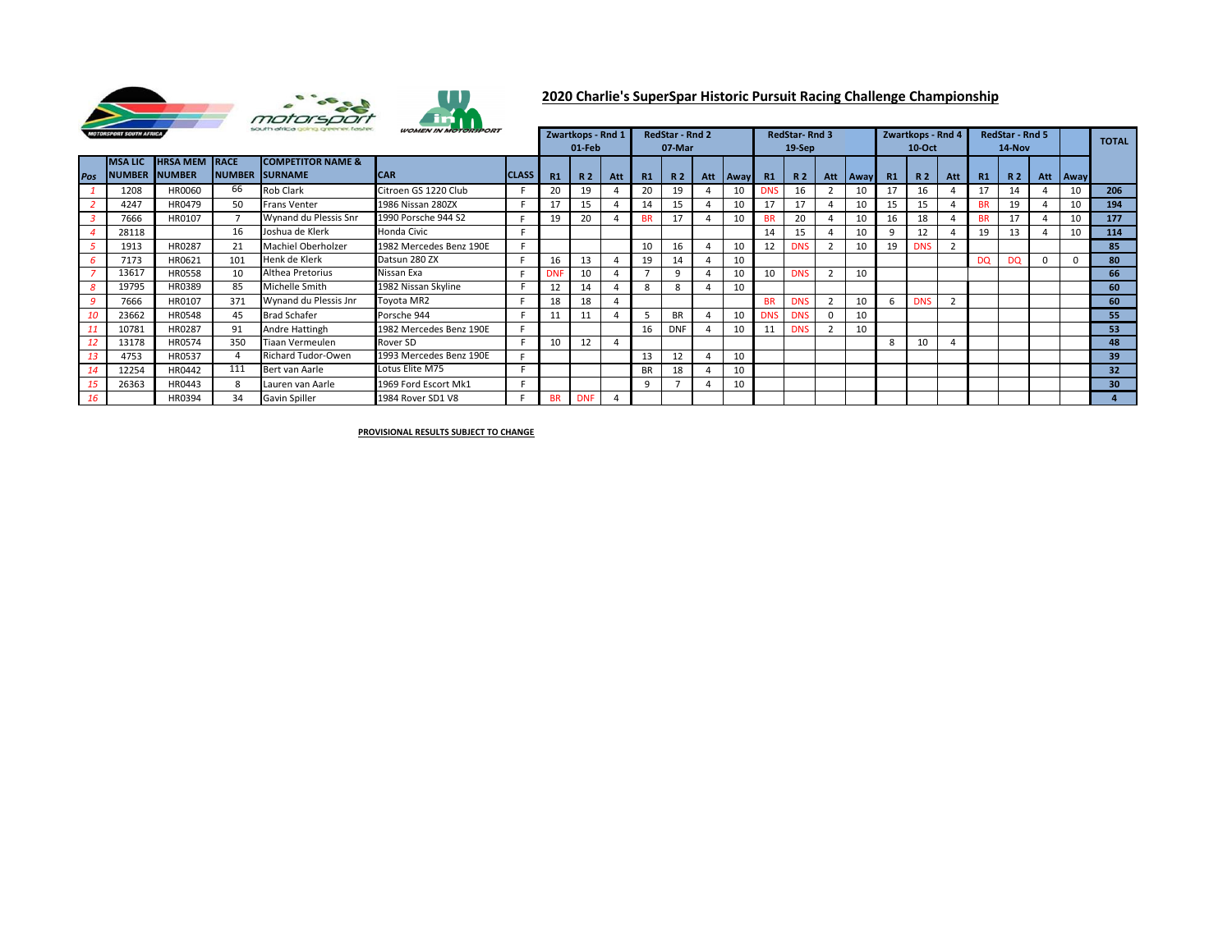# 2020 Charlie's SuperSpar Historic Pursuit Racing Challenge Championship

| Pos | MSA LIC NUMBER | HRSA MEM NUMBER | RACE NUMBER | COMPETITOR NAME & SURNAME | CAR | CLASS | Zwartkops - Rnd 1 01-Feb | | | RedStar - Rnd 2 07-Mar | | | | RedStar- Rnd 3 19-Sep | | | | Zwartkops - Rnd 4 10-Oct | | | RedStar - Rnd 5 14-Nov | | | | TOTAL |
|---|---|---|---|---|---|---|---|---|---|---|---|---|---|---|---|---|---|---|---|---|---|---|---|---|---|
| | | | | | | | R1 | R 2 | Att | R1 | R 2 | Att | Away | R1 | R 2 | Att | Away | R1 | R 2 | Att | R1 | R 2 | Att | Away | |
| 1 | 1208 | HR0060 | 66 | Rob Clark | Citroen GS 1220 Club | F | 20 | 19 | 4 | 20 | 19 | 4 | 10 | DNS | 16 | 2 | 10 | 17 | 16 | 4 | 17 | 14 | 4 | 10 | 206 |
| 2 | 4247 | HR0479 | 50 | Frans Venter | 1986 Nissan 280ZX | F | 17 | 15 | 4 | 14 | 15 | 4 | 10 | 17 | 17 | 4 | 10 | 15 | 15 | 4 | BR | 19 | 4 | 10 | 194 |
| 3 | 7666 | HR0107 | 7 | Wynand du Plessis Snr | 1990 Porsche 944 S2 | F | 19 | 20 | 4 | BR | 17 | 4 | 10 | BR | 20 | 4 | 10 | 16 | 18 | 4 | BR | 17 | 4 | 10 | 177 |
| 4 | 28118 | | 16 | Joshua de Klerk | Honda Civic | F | | | | | | | | 14 | 15 | 4 | 10 | 9 | 12 | 4 | 19 | 13 | 4 | 10 | 114 |
| 5 | 1913 | HR0287 | 21 | Machiel Oberholzer | 1982 Mercedes Benz 190E | F | | | | 10 | 16 | 4 | 10 | 12 | DNS | 2 | 10 | 19 | DNS | 2 | | | | | 85 |
| 6 | 7173 | HR0621 | 101 | Henk de Klerk | Datsun 280 ZX | F | 16 | 13 | 4 | 19 | 14 | 4 | 10 | | | | | | | | DQ | DQ | 0 | 0 | 80 |
| 7 | 13617 | HR0558 | 10 | Althea Pretorius | Nissan Exa | F | DNF | 10 | 4 | 7 | 9 | 4 | 10 | 10 | DNS | 2 | 10 | | | | | | | | 66 |
| 8 | 19795 | HR0389 | 85 | Michelle Smith | 1982 Nissan Skyline | F | 12 | 14 | 4 | 8 | 8 | 4 | 10 | | | | | | | | | | | | 60 |
| 9 | 7666 | HR0107 | 371 | Wynand du Plessis Jnr | Toyota MR2 | F | 18 | 18 | 4 | | | | | BR | DNS | 2 | 10 | 6 | DNS | 2 | | | | | 60 |
| 10 | 23662 | HR0548 | 45 | Brad Schafer | Porsche 944 | F | 11 | 11 | 4 | 5 | BR | 4 | 10 | DNS | DNS | 0 | 10 | | | | | | | | 55 |
| 11 | 10781 | HR0287 | 91 | Andre Hattingh | 1982 Mercedes Benz 190E | F | | | | 16 | DNF | 4 | 10 | 11 | DNS | 2 | 10 | | | | | | | | 53 |
| 12 | 13178 | HR0574 | 350 | Tiaan Vermeulen | Rover SD | F | 10 | 12 | 4 | | | | | | | | | 8 | 10 | 4 | | | | | 48 |
| 13 | 4753 | HR0537 | 4 | Richard Tudor-Owen | 1993 Mercedes Benz 190E | F | | | | 13 | 12 | 4 | 10 | | | | | | | | | | | | 39 |
| 14 | 12254 | HR0442 | 111 | Bert van Aarle | Lotus Elite M75 | F | | | | BR | 18 | 4 | 10 | | | | | | | | | | | | 32 |
| 15 | 26363 | HR0443 | 8 | Lauren van Aarle | 1969 Ford Escort Mk1 | F | | | | 9 | 7 | 4 | 10 | | | | | | | | | | | | 30 |
| 16 | | HR0394 | 34 | Gavin Spiller | 1984 Rover SD1 V8 | F | BR | DNF | 4 | | | | | | | | | | | | | | | | 4 |

**PROVISIONAL RESULTS SUBJECT TO CHANGE**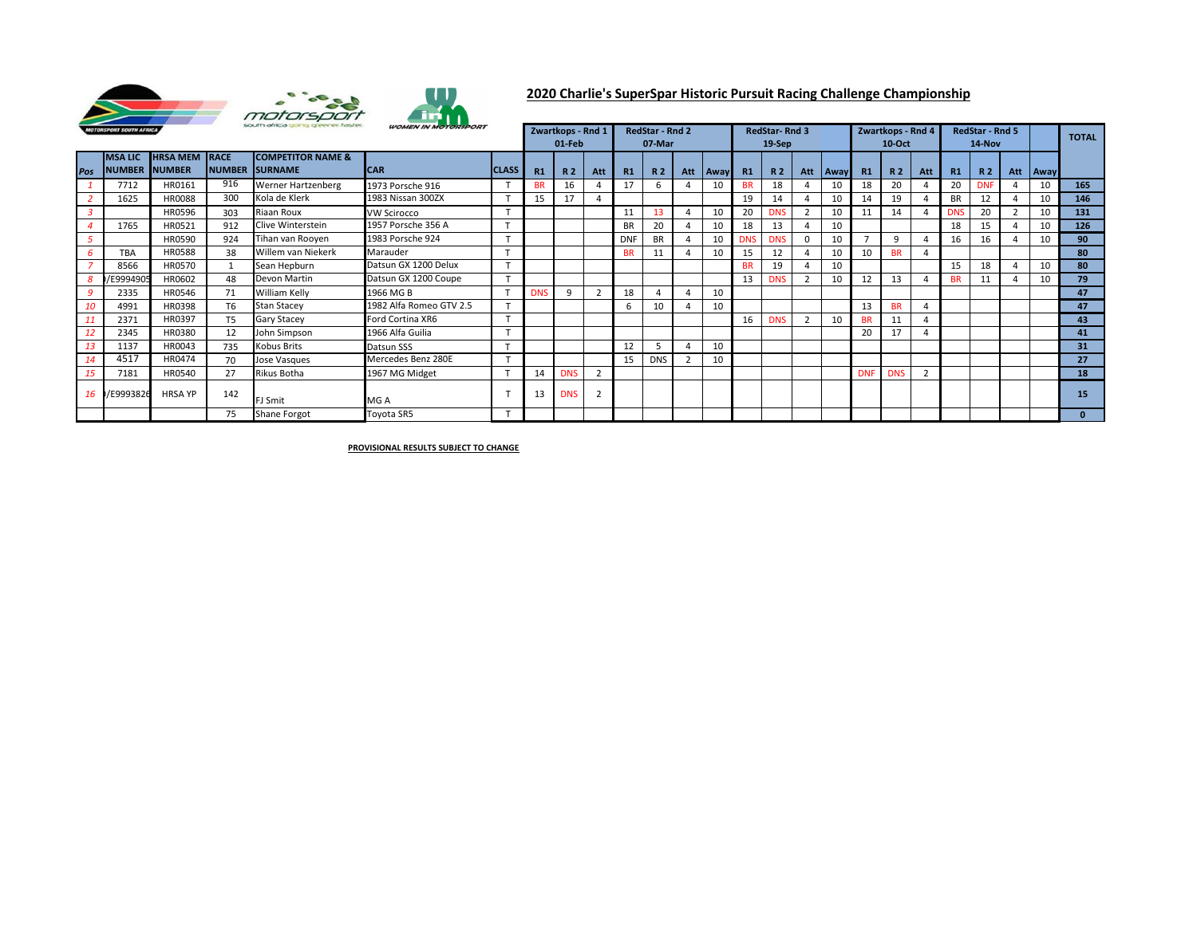# 2020 Charlie's SuperSpar Historic Pursuit Racing Challenge Championship

| Pos | MSA LIC NUMBER | HRSA MEM NUMBER | RACE NUMBER | COMPETITOR NAME & SURNAME | CAR | CLASS | Zwartkops - Rnd 1 01-Feb R1 | R 2 | Att | RedStar - Rnd 2 07-Mar R1 | R 2 | Att | Away | RedStar- Rnd 3 19-Sep R1 | R 2 | Att | Away | Zwartkops - Rnd 4 10-Oct R1 | R 2 | Att | RedStar - Rnd 5 14-Nov R1 | R 2 | Att | Away | TOTAL |
|---|---|---|---|---|---|---|---|---|---|---|---|---|---|---|---|---|---|---|---|---|---|---|---|---|---|
| 1 | 7712 | HR0161 | 916 | Werner Hartzenberg | 1973 Porsche 916 | T | BR | 16 | 4 | 17 | 6 | 4 | 10 | BR | 18 | 4 | 10 | 18 | 20 | 4 | 20 | DNF | 4 | 10 | **165** |
| 2 | 1625 | HR0088 | 300 | Kola de Klerk | 1983 Nissan 300ZX | T | 15 | 17 | 4 | | | | | 19 | 14 | 4 | 10 | 14 | 19 | 4 | BR | 12 | 4 | 10 | **146** |
| 3 | | HR0596 | 303 | Riaan Roux | VW Scirocco | T | | | | 11 | 13 | 4 | 10 | 20 | DNS | 2 | 10 | 11 | 14 | 4 | DNS | 20 | 2 | 10 | **131** |
| 4 | 1765 | HR0521 | 912 | Clive Winterstein | 1957 Porsche 356 A | T | | | | BR | 20 | 4 | 10 | 18 | 13 | 4 | 10 | | | | 18 | 15 | 4 | 10 | **126** |
| 5 | | HR0590 | 924 | Tihan van Rooyen | 1983 Porsche 924 | T | | | | DNF | BR | 4 | 10 | DNS | DNS | 0 | 10 | 7 | 9 | 4 | 16 | 16 | 4 | 10 | **90** |
| 6 | TBA | HR0588 | 38 | Willem van Niekerk | Marauder | T | | | | BR | 11 | 4 | 10 | 15 | 12 | 4 | 10 | 10 | BR | 4 | | | | | **80** |
| 7 | 8566 | HR0570 | 1 | Sean Hepburn | Datsun GX 1200 Delux | T | | | | | | | | BR | 19 | 4 | 10 | | | | 15 | 18 | 4 | 10 | **80** |
| 8 | )/E9994905 | HR0602 | 48 | Devon Martin | Datsun GX 1200 Coupe | T | | | | | | | | 13 | DNS | 2 | 10 | 12 | 13 | 4 | BR | 11 | 4 | 10 | **79** |
| 9 | 2335 | HR0546 | 71 | William Kelly | 1966 MG B | T | DNS | 9 | 2 | 18 | 4 | 4 | 10 | | | | | | | | | | | | **47** |
| 10 | 4991 | HR0398 | T6 | Stan Stacey | 1982 Alfa Romeo GTV 2.5 | T | | | | 6 | 10 | 4 | 10 | | | | | 13 | BR | 4 | | | | | **47** |
| 11 | 2371 | HR0397 | T5 | Gary Stacey | Ford Cortina XR6 | T | | | | | | | | 16 | DNS | 2 | 10 | BR | 11 | 4 | | | | | **43** |
| 12 | 2345 | HR0380 | 12 | John Simpson | 1966 Alfa Guilia | T | | | | | | | | | | | | 20 | 17 | 4 | | | | | **41** |
| 13 | 1137 | HR0043 | 735 | Kobus Brits | Datsun SSS | T | | | | 12 | 5 | 4 | 10 | | | | | | | | | | | | **31** |
| 14 | 4517 | HR0474 | 70 | Jose Vasques | Mercedes Benz 280E | T | | | | 15 | DNS | 2 | 10 | | | | | | | | | | | | **27** |
| 15 | 7181 | HR0540 | 27 | Rikus Botha | 1967 MG Midget | T | 14 | DNS | 2 | | | | | | | | | DNF | DNS | 2 | | | | | **18** |
| 16 | )/E9993826 | HRSA YP | 142 | FJ Smit | MG A | T | 13 | DNS | 2 | | | | | | | | | | | | | | | | **15** |
| | | | 75 | Shane Forgot | Toyota SR5 | T | | | | | | | | | | | | | | | | | | | **0** |

**PROVISIONAL RESULTS SUBJECT TO CHANGE**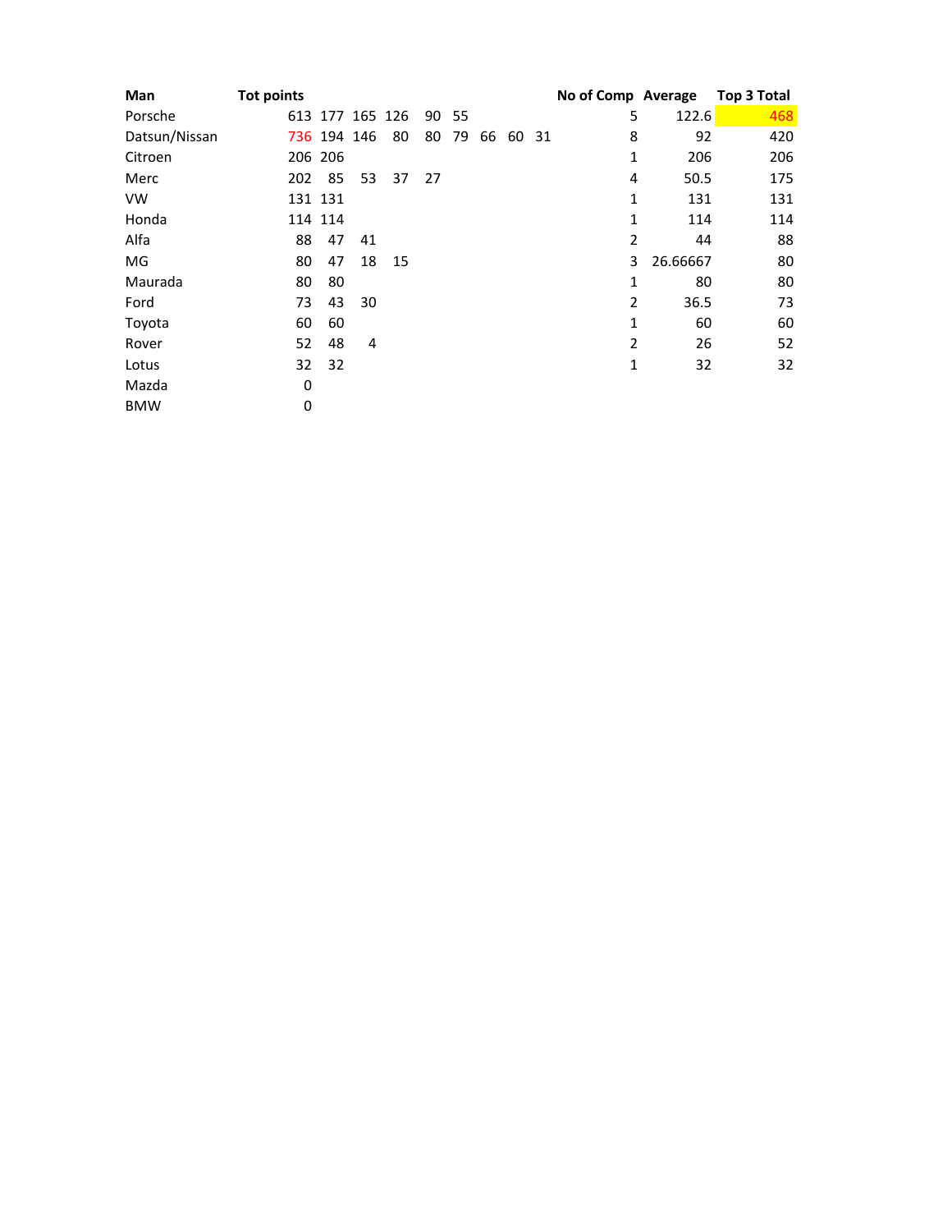| Man | Tot points | | | | | | | | | No of Comp | Average | Top 3 Total |
|---|---|---|---|---|---|---|---|---|---|---|---|---|
| Porsche | 613 | 177 | 165 | 126 | 90 | 55 | | | | 5 | 122.6 | 468 |
| Datsun/Nissan | 736 | 194 | 146 | 80 | 80 | 79 | 66 | 60 | 31 | 8 | 92 | 420 |
| Citroen | 206 | 206 | | | | | | | | 1 | 206 | 206 |
| Merc | 202 | 85 | 53 | 37 | 27 | | | | | 4 | 50.5 | 175 |
| VW | 131 | 131 | | | | | | | | 1 | 131 | 131 |
| Honda | 114 | 114 | | | | | | | | 1 | 114 | 114 |
| Alfa | 88 | 47 | 41 | | | | | | | 2 | 44 | 88 |
| MG | 80 | 47 | 18 | 15 | | | | | | 3 | 26.66667 | 80 |
| Maurada | 80 | 80 | | | | | | | | 1 | 80 | 80 |
| Ford | 73 | 43 | 30 | | | | | | | 2 | 36.5 | 73 |
| Toyota | 60 | 60 | | | | | | | | 1 | 60 | 60 |
| Rover | 52 | 48 | 4 | | | | | | | 2 | 26 | 52 |
| Lotus | 32 | 32 | | | | | | | | 1 | 32 | 32 |
| Mazda | 0 | | | | | | | | | | | |
| BMW | 0 | | | | | | | | | | | |